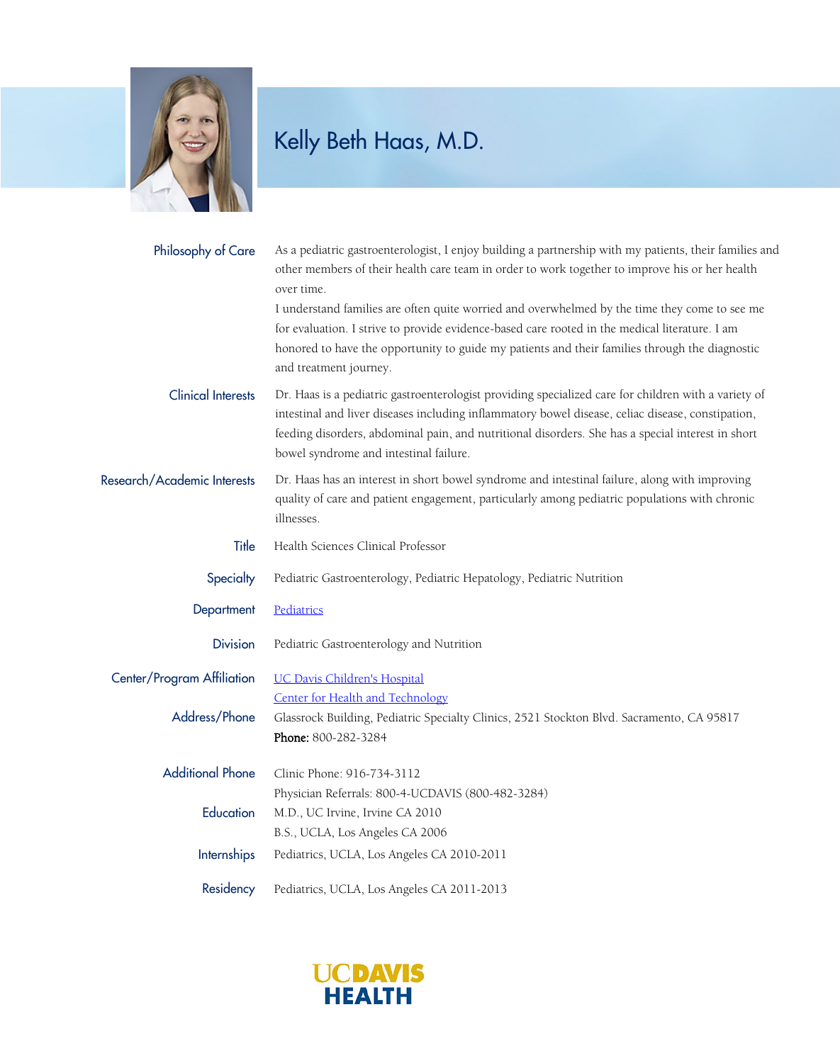# Kelly Beth Haas, M.D.

**Philosophy of Care**

As a pediatric gastroenterologist, I enjoy building a partnership with my patients, their families and other members of their health care team in order to work together to improve his or her health over time.

I understand families are often quite worried and overwhelmed by the time they come to see me for evaluation. I strive to provide evidence-based care rooted in the medical literature. I am honored to have the opportunity to guide my patients and their families through the diagnostic and treatment journey.

**Clinical Interests**

Dr. Haas is a pediatric gastroenterologist providing specialized care for children with a variety of intestinal and liver diseases including inflammatory bowel disease, celiac disease, constipation, feeding disorders, abdominal pain, and nutritional disorders. She has a special interest in short bowel syndrome and intestinal failure.

**Research/Academic Interests**

Dr. Haas has an interest in short bowel syndrome and intestinal failure, along with improving quality of care and patient engagement, particularly among pediatric populations with chronic illnesses.

**Title**

Health Sciences Clinical Professor

**Specialty**

Pediatric Gastroenterology, Pediatric Hepatology, Pediatric Nutrition

**Department**

Pediatrics

**Division**

Pediatric Gastroenterology and Nutrition

**Center/Program Affiliation**

UC Davis Children's Hospital
Center for Health and Technology

**Address/Phone**

Glassrock Building, Pediatric Specialty Clinics, 2521 Stockton Blvd. Sacramento, CA 95817

**Phone:** 800-282-3284

**Additional Phone**

Clinic Phone: 916-734-3112
Physician Referrals: 800-4-UCDAVIS (800-482-3284)

**Education**

M.D., UC Irvine, Irvine CA 2010
B.S., UCLA, Los Angeles CA 2006

**Internships**

Pediatrics, UCLA, Los Angeles CA 2010-2011

**Residency**

Pediatrics, UCLA, Los Angeles CA 2011-2013

UC DAVIS HEALTH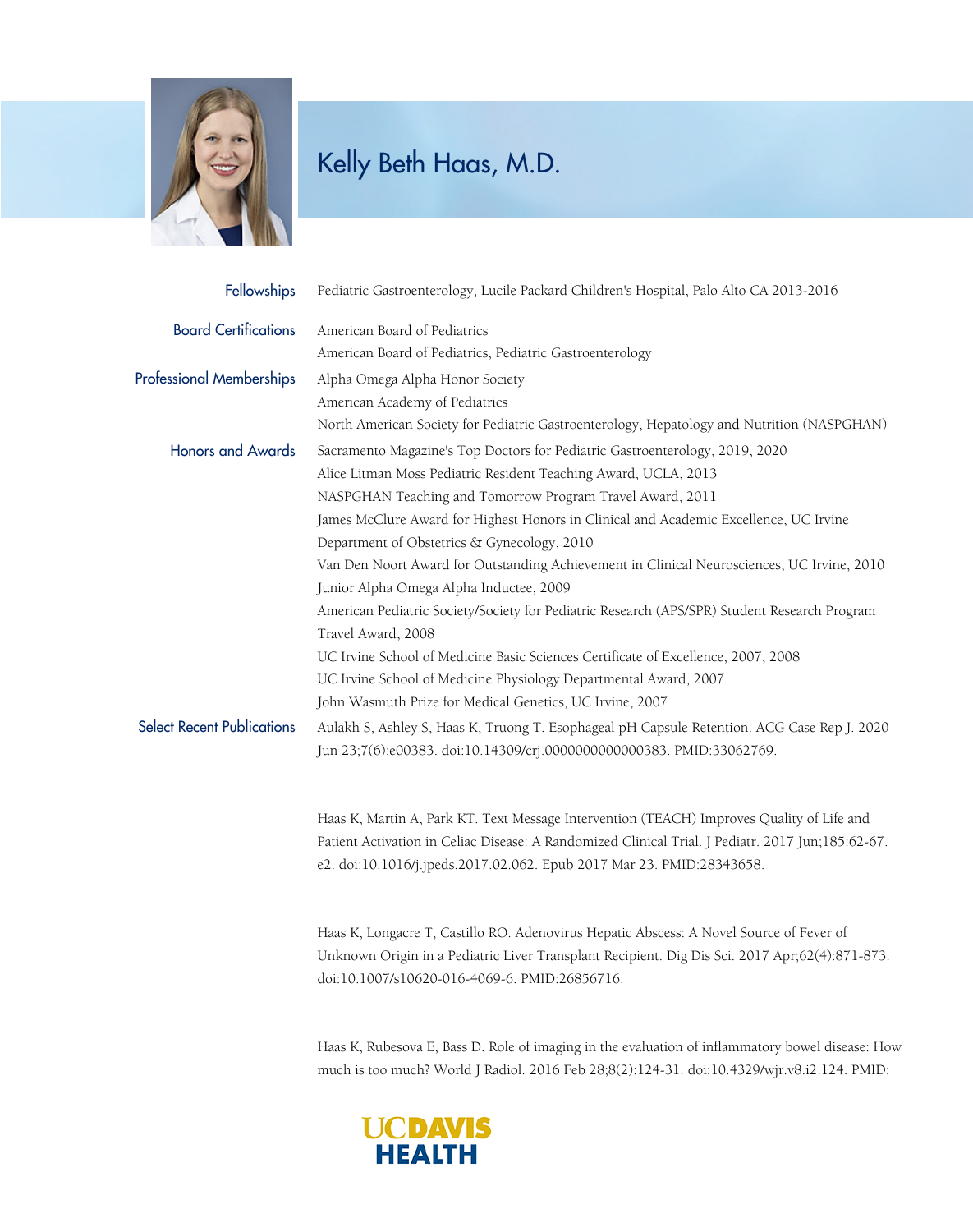# Kelly Beth Haas, M.D.

**Fellowships**

Pediatric Gastroenterology, Lucile Packard Children's Hospital, Palo Alto CA 2013-2016

**Board Certifications**

American Board of Pediatrics

American Board of Pediatrics, Pediatric Gastroenterology

**Professional Memberships**

Alpha Omega Alpha Honor Society

American Academy of Pediatrics

North American Society for Pediatric Gastroenterology, Hepatology and Nutrition (NASPGHAN)

**Honors and Awards**

Sacramento Magazine's Top Doctors for Pediatric Gastroenterology, 2019, 2020

Alice Litman Moss Pediatric Resident Teaching Award, UCLA, 2013

NASPGHAN Teaching and Tomorrow Program Travel Award, 2011

James McClure Award for Highest Honors in Clinical and Academic Excellence, UC Irvine Department of Obstetrics & Gynecology, 2010

Van Den Noort Award for Outstanding Achievement in Clinical Neurosciences, UC Irvine, 2010

Junior Alpha Omega Alpha Inductee, 2009

American Pediatric Society/Society for Pediatric Research (APS/SPR) Student Research Program Travel Award, 2008

UC Irvine School of Medicine Basic Sciences Certificate of Excellence, 2007, 2008

UC Irvine School of Medicine Physiology Departmental Award, 2007

John Wasmuth Prize for Medical Genetics, UC Irvine, 2007

**Select Recent Publications**

Aulakh S, Ashley S, Haas K, Truong T. Esophageal pH Capsule Retention. ACG Case Rep J. 2020 Jun 23;7(6):e00383. doi:10.14309/crj.0000000000000383. PMID:33062769.

Haas K, Martin A, Park KT. Text Message Intervention (TEACH) Improves Quality of Life and Patient Activation in Celiac Disease: A Randomized Clinical Trial. J Pediatr. 2017 Jun;185:62-67. e2. doi:10.1016/j.jpeds.2017.02.062. Epub 2017 Mar 23. PMID:28343658.

Haas K, Longacre T, Castillo RO. Adenovirus Hepatic Abscess: A Novel Source of Fever of Unknown Origin in a Pediatric Liver Transplant Recipient. Dig Dis Sci. 2017 Apr;62(4):871-873. doi:10.1007/s10620-016-4069-6. PMID:26856716.

Haas K, Rubesova E, Bass D. Role of imaging in the evaluation of inflammatory bowel disease: How much is too much? World J Radiol. 2016 Feb 28;8(2):124-31. doi:10.4329/wjr.v8.i2.124. PMID: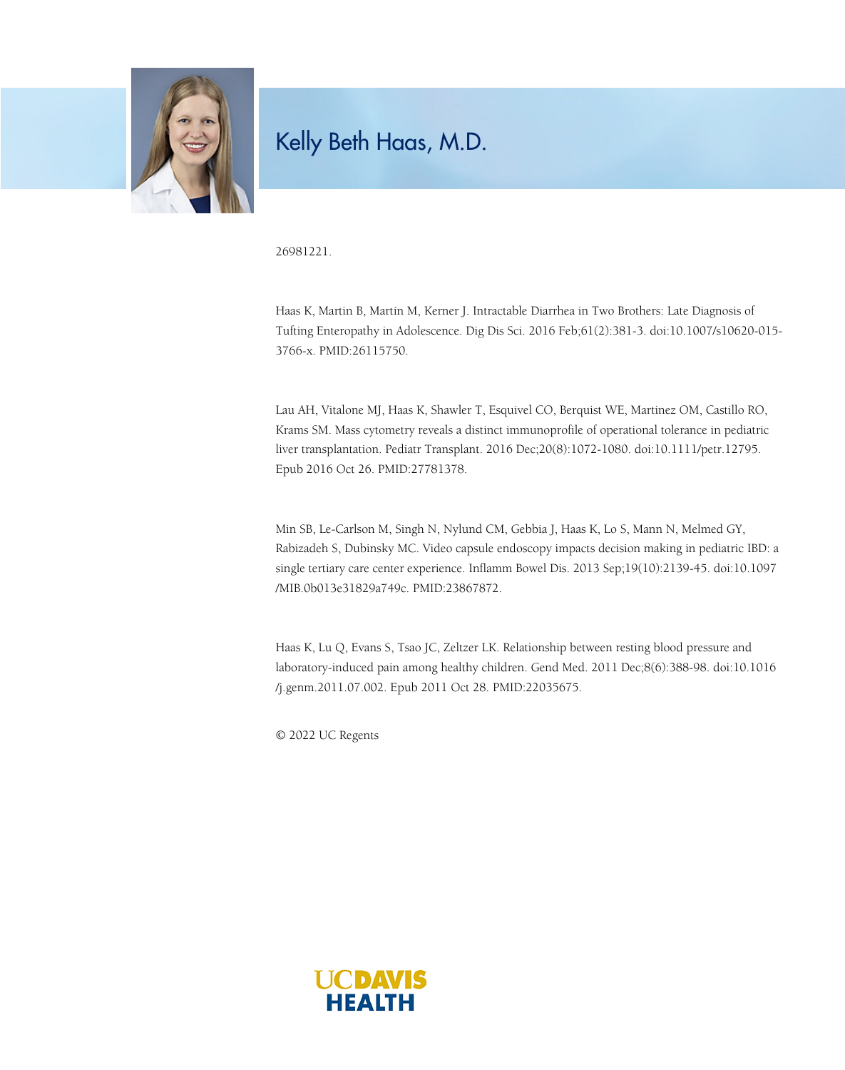# Kelly Beth Haas, M.D.

26981221.

Haas K, Martin B, Martín M, Kerner J. Intractable Diarrhea in Two Brothers: Late Diagnosis of Tufting Enteropathy in Adolescence. Dig Dis Sci. 2016 Feb;61(2):381-3. doi:10.1007/s10620-015-3766-x. PMID:26115750.

Lau AH, Vitalone MJ, Haas K, Shawler T, Esquivel CO, Berquist WE, Martinez OM, Castillo RO, Krams SM. Mass cytometry reveals a distinct immunoprofile of operational tolerance in pediatric liver transplantation. Pediatr Transplant. 2016 Dec;20(8):1072-1080. doi:10.1111/petr.12795. Epub 2016 Oct 26. PMID:27781378.

Min SB, Le-Carlson M, Singh N, Nylund CM, Gebbia J, Haas K, Lo S, Mann N, Melmed GY, Rabizadeh S, Dubinsky MC. Video capsule endoscopy impacts decision making in pediatric IBD: a single tertiary care center experience. Inflamm Bowel Dis. 2013 Sep;19(10):2139-45. doi:10.1097/MIB.0b013e31829a749c. PMID:23867872.

Haas K, Lu Q, Evans S, Tsao JC, Zeltzer LK. Relationship between resting blood pressure and laboratory-induced pain among healthy children. Gend Med. 2011 Dec;8(6):388-98. doi:10.1016/j.genm.2011.07.002. Epub 2011 Oct 28. PMID:22035675.

© 2022 UC Regents

UC DAVIS HEALTH